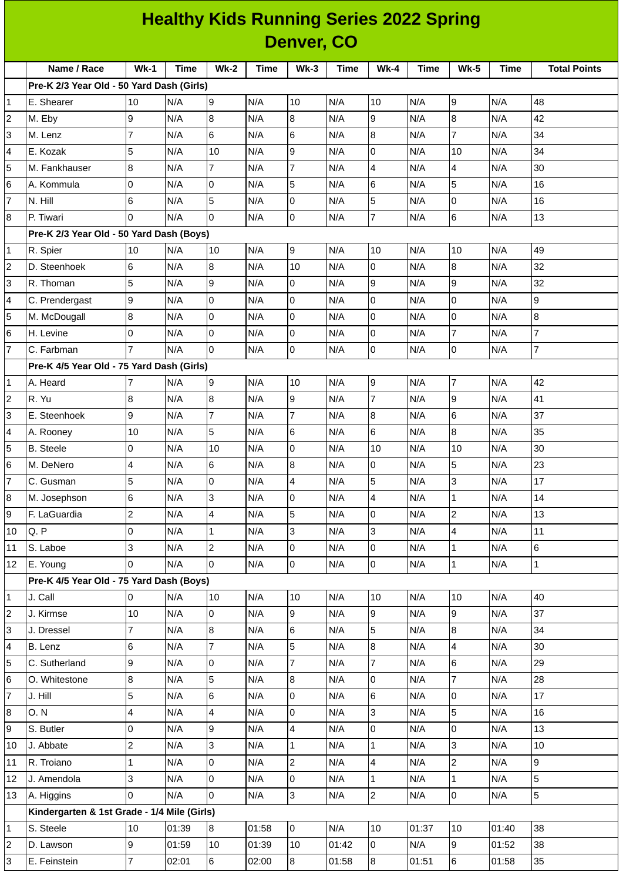# Healthy Kids Running Series 2022 Spring
## Denver, CO

| | Name / Race | Wk-1 | Time | Wk-2 | Time | Wk-3 | Time | Wk-4 | Time | Wk-5 | Time | Total Points |
|---|---|---|---|---|---|---|---|---|---|---|---|---|
| | **Pre-K 2/3 Year Old - 50 Yard Dash (Girls)** | | | | | | | | | | | |
| 1 | E. Shearer | 10 | N/A | 9 | N/A | 10 | N/A | 10 | N/A | 9 | N/A | 48 |
| 2 | M. Eby | 9 | N/A | 8 | N/A | 8 | N/A | 9 | N/A | 8 | N/A | 42 |
| 3 | M. Lenz | 7 | N/A | 6 | N/A | 6 | N/A | 8 | N/A | 7 | N/A | 34 |
| 4 | E. Kozak | 5 | N/A | 10 | N/A | 9 | N/A | 0 | N/A | 10 | N/A | 34 |
| 5 | M. Fankhauser | 8 | N/A | 7 | N/A | 7 | N/A | 4 | N/A | 4 | N/A | 30 |
| 6 | A. Kommula | 0 | N/A | 0 | N/A | 5 | N/A | 6 | N/A | 5 | N/A | 16 |
| 7 | N. Hill | 6 | N/A | 5 | N/A | 0 | N/A | 5 | N/A | 0 | N/A | 16 |
| 8 | P. Tiwari | 0 | N/A | 0 | N/A | 0 | N/A | 7 | N/A | 6 | N/A | 13 |
| | **Pre-K 2/3 Year Old - 50 Yard Dash (Boys)** | | | | | | | | | | | |
| 1 | R. Spier | 10 | N/A | 10 | N/A | 9 | N/A | 10 | N/A | 10 | N/A | 49 |
| 2 | D. Steenhoek | 6 | N/A | 8 | N/A | 10 | N/A | 0 | N/A | 8 | N/A | 32 |
| 3 | R. Thoman | 5 | N/A | 9 | N/A | 0 | N/A | 9 | N/A | 9 | N/A | 32 |
| 4 | C. Prendergast | 9 | N/A | 0 | N/A | 0 | N/A | 0 | N/A | 0 | N/A | 9 |
| 5 | M. McDougall | 8 | N/A | 0 | N/A | 0 | N/A | 0 | N/A | 0 | N/A | 8 |
| 6 | H. Levine | 0 | N/A | 0 | N/A | 0 | N/A | 0 | N/A | 7 | N/A | 7 |
| 7 | C. Farbman | 7 | N/A | 0 | N/A | 0 | N/A | 0 | N/A | 0 | N/A | 7 |
| | **Pre-K 4/5 Year Old - 75 Yard Dash (Girls)** | | | | | | | | | | | |
| 1 | A. Heard | 7 | N/A | 9 | N/A | 10 | N/A | 9 | N/A | 7 | N/A | 42 |
| 2 | R. Yu | 8 | N/A | 8 | N/A | 9 | N/A | 7 | N/A | 9 | N/A | 41 |
| 3 | E. Steenhoek | 9 | N/A | 7 | N/A | 7 | N/A | 8 | N/A | 6 | N/A | 37 |
| 4 | A. Rooney | 10 | N/A | 5 | N/A | 6 | N/A | 6 | N/A | 8 | N/A | 35 |
| 5 | B. Steele | 0 | N/A | 10 | N/A | 0 | N/A | 10 | N/A | 10 | N/A | 30 |
| 6 | M. DeNero | 4 | N/A | 6 | N/A | 8 | N/A | 0 | N/A | 5 | N/A | 23 |
| 7 | C. Gusman | 5 | N/A | 0 | N/A | 4 | N/A | 5 | N/A | 3 | N/A | 17 |
| 8 | M. Josephson | 6 | N/A | 3 | N/A | 0 | N/A | 4 | N/A | 1 | N/A | 14 |
| 9 | F. LaGuardia | 2 | N/A | 4 | N/A | 5 | N/A | 0 | N/A | 2 | N/A | 13 |
| 10 | Q. P | 0 | N/A | 1 | N/A | 3 | N/A | 3 | N/A | 4 | N/A | 11 |
| 11 | S. Laboe | 3 | N/A | 2 | N/A | 0 | N/A | 0 | N/A | 1 | N/A | 6 |
| 12 | E. Young | 0 | N/A | 0 | N/A | 0 | N/A | 0 | N/A | 1 | N/A | 1 |
| | **Pre-K 4/5 Year Old - 75 Yard Dash (Boys)** | | | | | | | | | | | |
| 1 | J. Call | 0 | N/A | 10 | N/A | 10 | N/A | 10 | N/A | 10 | N/A | 40 |
| 2 | J. Kirmse | 10 | N/A | 0 | N/A | 9 | N/A | 9 | N/A | 9 | N/A | 37 |
| 3 | J. Dressel | 7 | N/A | 8 | N/A | 6 | N/A | 5 | N/A | 8 | N/A | 34 |
| 4 | B. Lenz | 6 | N/A | 7 | N/A | 5 | N/A | 8 | N/A | 4 | N/A | 30 |
| 5 | C. Sutherland | 9 | N/A | 0 | N/A | 7 | N/A | 7 | N/A | 6 | N/A | 29 |
| 6 | O. Whitestone | 8 | N/A | 5 | N/A | 8 | N/A | 0 | N/A | 7 | N/A | 28 |
| 7 | J. Hill | 5 | N/A | 6 | N/A | 0 | N/A | 6 | N/A | 0 | N/A | 17 |
| 8 | O. N | 4 | N/A | 4 | N/A | 0 | N/A | 3 | N/A | 5 | N/A | 16 |
| 9 | S. Butler | 0 | N/A | 9 | N/A | 4 | N/A | 0 | N/A | 0 | N/A | 13 |
| 10 | J. Abbate | 2 | N/A | 3 | N/A | 1 | N/A | 1 | N/A | 3 | N/A | 10 |
| 11 | R. Troiano | 1 | N/A | 0 | N/A | 2 | N/A | 4 | N/A | 2 | N/A | 9 |
| 12 | J. Amendola | 3 | N/A | 0 | N/A | 0 | N/A | 1 | N/A | 1 | N/A | 5 |
| 13 | A. Higgins | 0 | N/A | 0 | N/A | 3 | N/A | 2 | N/A | 0 | N/A | 5 |
| | **Kindergarten & 1st Grade - 1/4 Mile (Girls)** | | | | | | | | | | | |
| 1 | S. Steele | 10 | 01:39 | 8 | 01:58 | 0 | N/A | 10 | 01:37 | 10 | 01:40 | 38 |
| 2 | D. Lawson | 9 | 01:59 | 10 | 01:39 | 10 | 01:42 | 0 | N/A | 9 | 01:52 | 38 |
| 3 | E. Feinstein | 7 | 02:01 | 6 | 02:00 | 8 | 01:58 | 8 | 01:51 | 6 | 01:58 | 35 |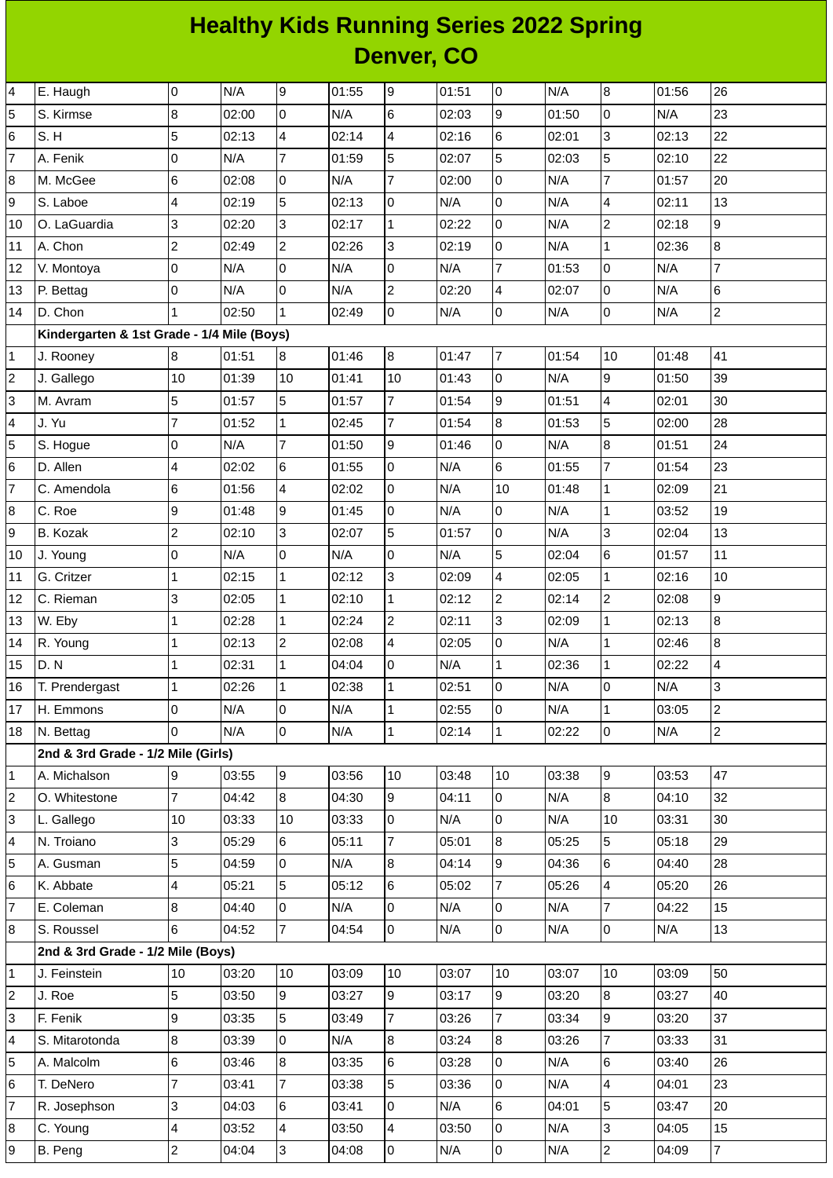# Healthy Kids Running Series 2022 Spring
## Denver, CO

| | | | | | | | | | | | | |
|---|---|---|---|---|---|---|---|---|---|---|---|---|
| 4 | E. Haugh | 0 | N/A | 9 | 01:55 | 9 | 01:51 | 0 | N/A | 8 | 01:56 | 26 |
| 5 | S. Kirmse | 8 | 02:00 | 0 | N/A | 6 | 02:03 | 9 | 01:50 | 0 | N/A | 23 |
| 6 | S. H | 5 | 02:13 | 4 | 02:14 | 4 | 02:16 | 6 | 02:01 | 3 | 02:13 | 22 |
| 7 | A. Fenik | 0 | N/A | 7 | 01:59 | 5 | 02:07 | 5 | 02:03 | 5 | 02:10 | 22 |
| 8 | M. McGee | 6 | 02:08 | 0 | N/A | 7 | 02:00 | 0 | N/A | 7 | 01:57 | 20 |
| 9 | S. Laboe | 4 | 02:19 | 5 | 02:13 | 0 | N/A | 0 | N/A | 4 | 02:11 | 13 |
| 10 | O. LaGuardia | 3 | 02:20 | 3 | 02:17 | 1 | 02:22 | 0 | N/A | 2 | 02:18 | 9 |
| 11 | A. Chon | 2 | 02:49 | 2 | 02:26 | 3 | 02:19 | 0 | N/A | 1 | 02:36 | 8 |
| 12 | V. Montoya | 0 | N/A | 0 | N/A | 0 | N/A | 7 | 01:53 | 0 | N/A | 7 |
| 13 | P. Bettag | 0 | N/A | 0 | N/A | 2 | 02:20 | 4 | 02:07 | 0 | N/A | 6 |
| 14 | D. Chon | 1 | 02:50 | 1 | 02:49 | 0 | N/A | 0 | N/A | 0 | N/A | 2 |
| | **Kindergarten & 1st Grade - 1/4 Mile (Boys)** | | | | | | | | | | | |
| 1 | J. Rooney | 8 | 01:51 | 8 | 01:46 | 8 | 01:47 | 7 | 01:54 | 10 | 01:48 | 41 |
| 2 | J. Gallego | 10 | 01:39 | 10 | 01:41 | 10 | 01:43 | 0 | N/A | 9 | 01:50 | 39 |
| 3 | M. Avram | 5 | 01:57 | 5 | 01:57 | 7 | 01:54 | 9 | 01:51 | 4 | 02:01 | 30 |
| 4 | J. Yu | 7 | 01:52 | 1 | 02:45 | 7 | 01:54 | 8 | 01:53 | 5 | 02:00 | 28 |
| 5 | S. Hogue | 0 | N/A | 7 | 01:50 | 9 | 01:46 | 0 | N/A | 8 | 01:51 | 24 |
| 6 | D. Allen | 4 | 02:02 | 6 | 01:55 | 0 | N/A | 6 | 01:55 | 7 | 01:54 | 23 |
| 7 | C. Amendola | 6 | 01:56 | 4 | 02:02 | 0 | N/A | 10 | 01:48 | 1 | 02:09 | 21 |
| 8 | C. Roe | 9 | 01:48 | 9 | 01:45 | 0 | N/A | 0 | N/A | 1 | 03:52 | 19 |
| 9 | B. Kozak | 2 | 02:10 | 3 | 02:07 | 5 | 01:57 | 0 | N/A | 3 | 02:04 | 13 |
| 10 | J. Young | 0 | N/A | 0 | N/A | 0 | N/A | 5 | 02:04 | 6 | 01:57 | 11 |
| 11 | G. Critzer | 1 | 02:15 | 1 | 02:12 | 3 | 02:09 | 4 | 02:05 | 1 | 02:16 | 10 |
| 12 | C. Rieman | 3 | 02:05 | 1 | 02:10 | 1 | 02:12 | 2 | 02:14 | 2 | 02:08 | 9 |
| 13 | W. Eby | 1 | 02:28 | 1 | 02:24 | 2 | 02:11 | 3 | 02:09 | 1 | 02:13 | 8 |
| 14 | R. Young | 1 | 02:13 | 2 | 02:08 | 4 | 02:05 | 0 | N/A | 1 | 02:46 | 8 |
| 15 | D. N | 1 | 02:31 | 1 | 04:04 | 0 | N/A | 1 | 02:36 | 1 | 02:22 | 4 |
| 16 | T. Prendergast | 1 | 02:26 | 1 | 02:38 | 1 | 02:51 | 0 | N/A | 0 | N/A | 3 |
| 17 | H. Emmons | 0 | N/A | 0 | N/A | 1 | 02:55 | 0 | N/A | 1 | 03:05 | 2 |
| 18 | N. Bettag | 0 | N/A | 0 | N/A | 1 | 02:14 | 1 | 02:22 | 0 | N/A | 2 |
| | **2nd & 3rd Grade - 1/2 Mile (Girls)** | | | | | | | | | | | |
| 1 | A. Michalson | 9 | 03:55 | 9 | 03:56 | 10 | 03:48 | 10 | 03:38 | 9 | 03:53 | 47 |
| 2 | O. Whitestone | 7 | 04:42 | 8 | 04:30 | 9 | 04:11 | 0 | N/A | 8 | 04:10 | 32 |
| 3 | L. Gallego | 10 | 03:33 | 10 | 03:33 | 0 | N/A | 0 | N/A | 10 | 03:31 | 30 |
| 4 | N. Troiano | 3 | 05:29 | 6 | 05:11 | 7 | 05:01 | 8 | 05:25 | 5 | 05:18 | 29 |
| 5 | A. Gusman | 5 | 04:59 | 0 | N/A | 8 | 04:14 | 9 | 04:36 | 6 | 04:40 | 28 |
| 6 | K. Abbate | 4 | 05:21 | 5 | 05:12 | 6 | 05:02 | 7 | 05:26 | 4 | 05:20 | 26 |
| 7 | E. Coleman | 8 | 04:40 | 0 | N/A | 0 | N/A | 0 | N/A | 7 | 04:22 | 15 |
| 8 | S. Roussel | 6 | 04:52 | 7 | 04:54 | 0 | N/A | 0 | N/A | 0 | N/A | 13 |
| | **2nd & 3rd Grade - 1/2 Mile (Boys)** | | | | | | | | | | | |
| 1 | J. Feinstein | 10 | 03:20 | 10 | 03:09 | 10 | 03:07 | 10 | 03:07 | 10 | 03:09 | 50 |
| 2 | J. Roe | 5 | 03:50 | 9 | 03:27 | 9 | 03:17 | 9 | 03:20 | 8 | 03:27 | 40 |
| 3 | F. Fenik | 9 | 03:35 | 5 | 03:49 | 7 | 03:26 | 7 | 03:34 | 9 | 03:20 | 37 |
| 4 | S. Mitarotonda | 8 | 03:39 | 0 | N/A | 8 | 03:24 | 8 | 03:26 | 7 | 03:33 | 31 |
| 5 | A. Malcolm | 6 | 03:46 | 8 | 03:35 | 6 | 03:28 | 0 | N/A | 6 | 03:40 | 26 |
| 6 | T. DeNero | 7 | 03:41 | 7 | 03:38 | 5 | 03:36 | 0 | N/A | 4 | 04:01 | 23 |
| 7 | R. Josephson | 3 | 04:03 | 6 | 03:41 | 0 | N/A | 6 | 04:01 | 5 | 03:47 | 20 |
| 8 | C. Young | 4 | 03:52 | 4 | 03:50 | 4 | 03:50 | 0 | N/A | 3 | 04:05 | 15 |
| 9 | B. Peng | 2 | 04:04 | 3 | 04:08 | 0 | N/A | 0 | N/A | 2 | 04:09 | 7 |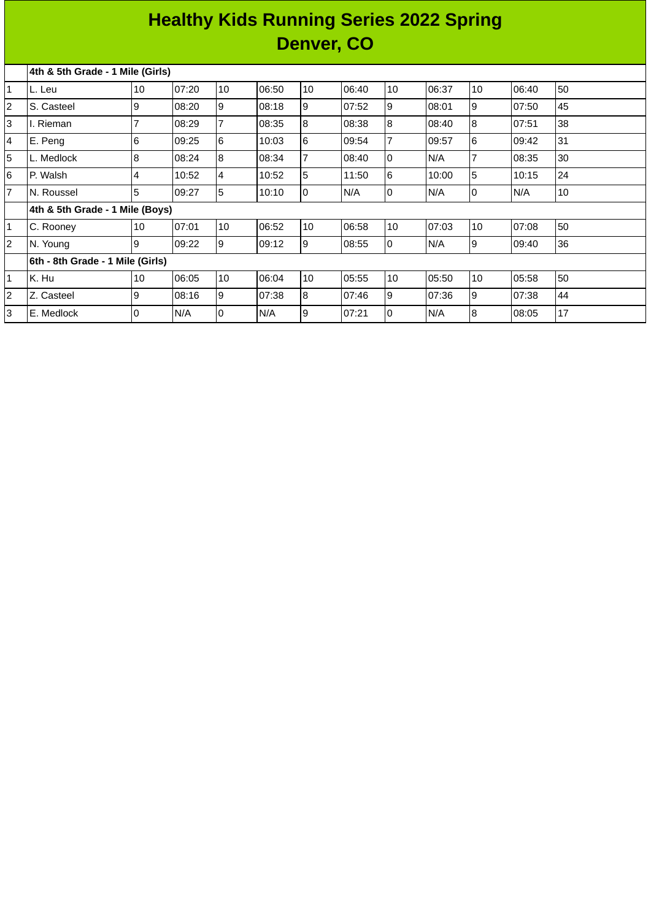# Healthy Kids Running Series 2022 Spring
## Denver, CO

| | | | | | | | | | | | | |
|---|---|---|---|---|---|---|---|---|---|---|---|---|
| | **4th & 5th Grade - 1 Mile (Girls)** | | | | | | | | | | | |
| 1 | L. Leu | 10 | 07:20 | 10 | 06:50 | 10 | 06:40 | 10 | 06:37 | 10 | 06:40 | 50 |
| 2 | S. Casteel | 9 | 08:20 | 9 | 08:18 | 9 | 07:52 | 9 | 08:01 | 9 | 07:50 | 45 |
| 3 | I. Rieman | 7 | 08:29 | 7 | 08:35 | 8 | 08:38 | 8 | 08:40 | 8 | 07:51 | 38 |
| 4 | E. Peng | 6 | 09:25 | 6 | 10:03 | 6 | 09:54 | 7 | 09:57 | 6 | 09:42 | 31 |
| 5 | L. Medlock | 8 | 08:24 | 8 | 08:34 | 7 | 08:40 | 0 | N/A | 7 | 08:35 | 30 |
| 6 | P. Walsh | 4 | 10:52 | 4 | 10:52 | 5 | 11:50 | 6 | 10:00 | 5 | 10:15 | 24 |
| 7 | N. Roussel | 5 | 09:27 | 5 | 10:10 | 0 | N/A | 0 | N/A | 0 | N/A | 10 |
| | **4th & 5th Grade - 1 Mile (Boys)** | | | | | | | | | | | |
| 1 | C. Rooney | 10 | 07:01 | 10 | 06:52 | 10 | 06:58 | 10 | 07:03 | 10 | 07:08 | 50 |
| 2 | N. Young | 9 | 09:22 | 9 | 09:12 | 9 | 08:55 | 0 | N/A | 9 | 09:40 | 36 |
| | **6th - 8th Grade - 1 Mile (Girls)** | | | | | | | | | | | |
| 1 | K. Hu | 10 | 06:05 | 10 | 06:04 | 10 | 05:55 | 10 | 05:50 | 10 | 05:58 | 50 |
| 2 | Z. Casteel | 9 | 08:16 | 9 | 07:38 | 8 | 07:46 | 9 | 07:36 | 9 | 07:38 | 44 |
| 3 | E. Medlock | 0 | N/A | 0 | N/A | 9 | 07:21 | 0 | N/A | 8 | 08:05 | 17 |